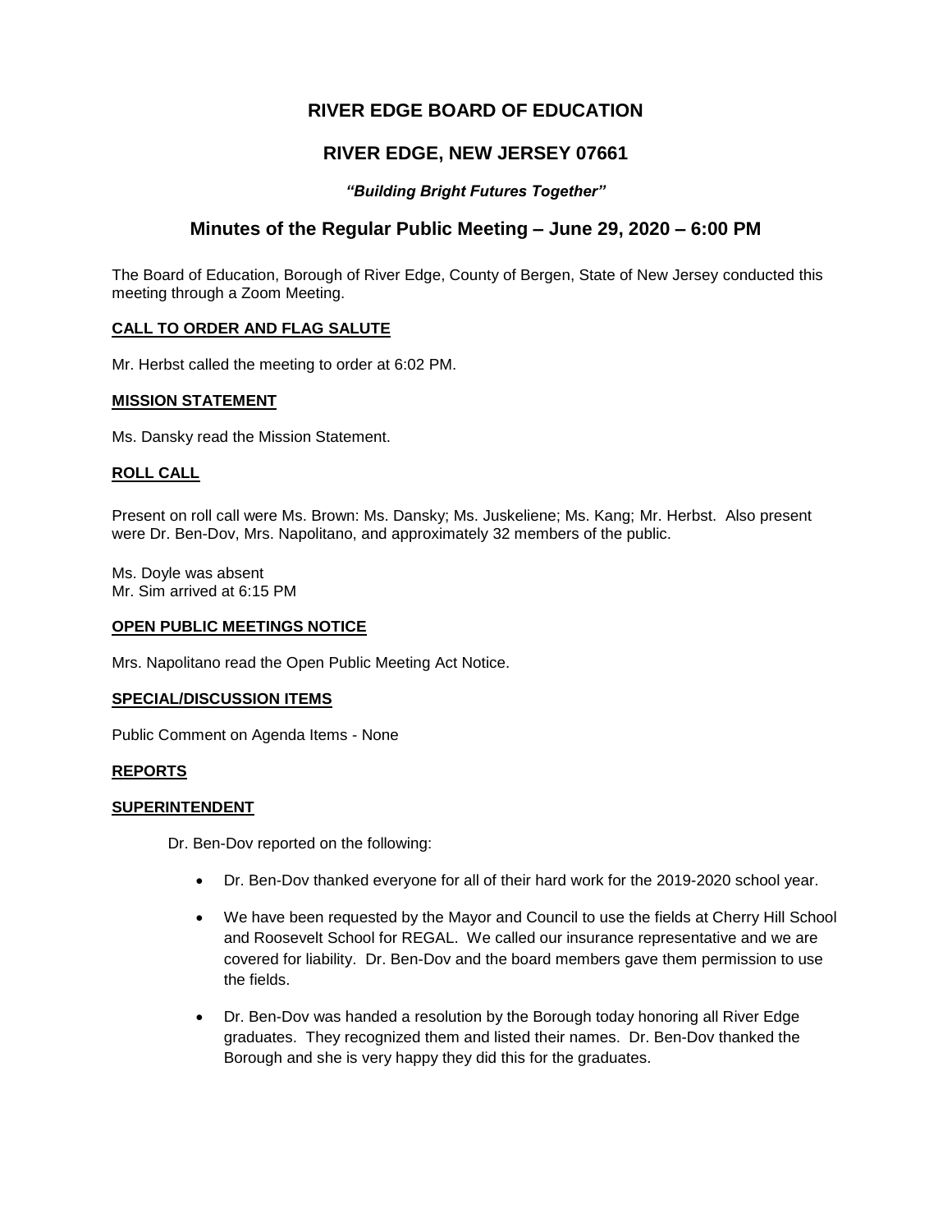# RIVER EDGE BOARD OF EDUCATION

## RIVER EDGE, NEW JERSEY 07661

***"Building Bright Futures Together"***

## Minutes of the Regular Public Meeting – June 29, 2020 – 6:00 PM

The Board of Education, Borough of River Edge, County of Bergen, State of New Jersey conducted this meeting through a Zoom Meeting.

**CALL TO ORDER AND FLAG SALUTE**

Mr. Herbst called the meeting to order at 6:02 PM.

**MISSION STATEMENT**

Ms. Dansky read the Mission Statement.

**ROLL CALL**

Present on roll call were Ms. Brown: Ms. Dansky; Ms. Juskeliene; Ms. Kang; Mr. Herbst. Also present were Dr. Ben-Dov, Mrs. Napolitano, and approximately 32 members of the public.

Ms. Doyle was absent
Mr. Sim arrived at 6:15 PM

**OPEN PUBLIC MEETINGS NOTICE**

Mrs. Napolitano read the Open Public Meeting Act Notice.

**SPECIAL/DISCUSSION ITEMS**

Public Comment on Agenda Items - None

**REPORTS**

**SUPERINTENDENT**

Dr. Ben-Dov reported on the following:

- Dr. Ben-Dov thanked everyone for all of their hard work for the 2019-2020 school year.
- We have been requested by the Mayor and Council to use the fields at Cherry Hill School and Roosevelt School for REGAL. We called our insurance representative and we are covered for liability. Dr. Ben-Dov and the board members gave them permission to use the fields.
- Dr. Ben-Dov was handed a resolution by the Borough today honoring all River Edge graduates. They recognized them and listed their names. Dr. Ben-Dov thanked the Borough and she is very happy they did this for the graduates.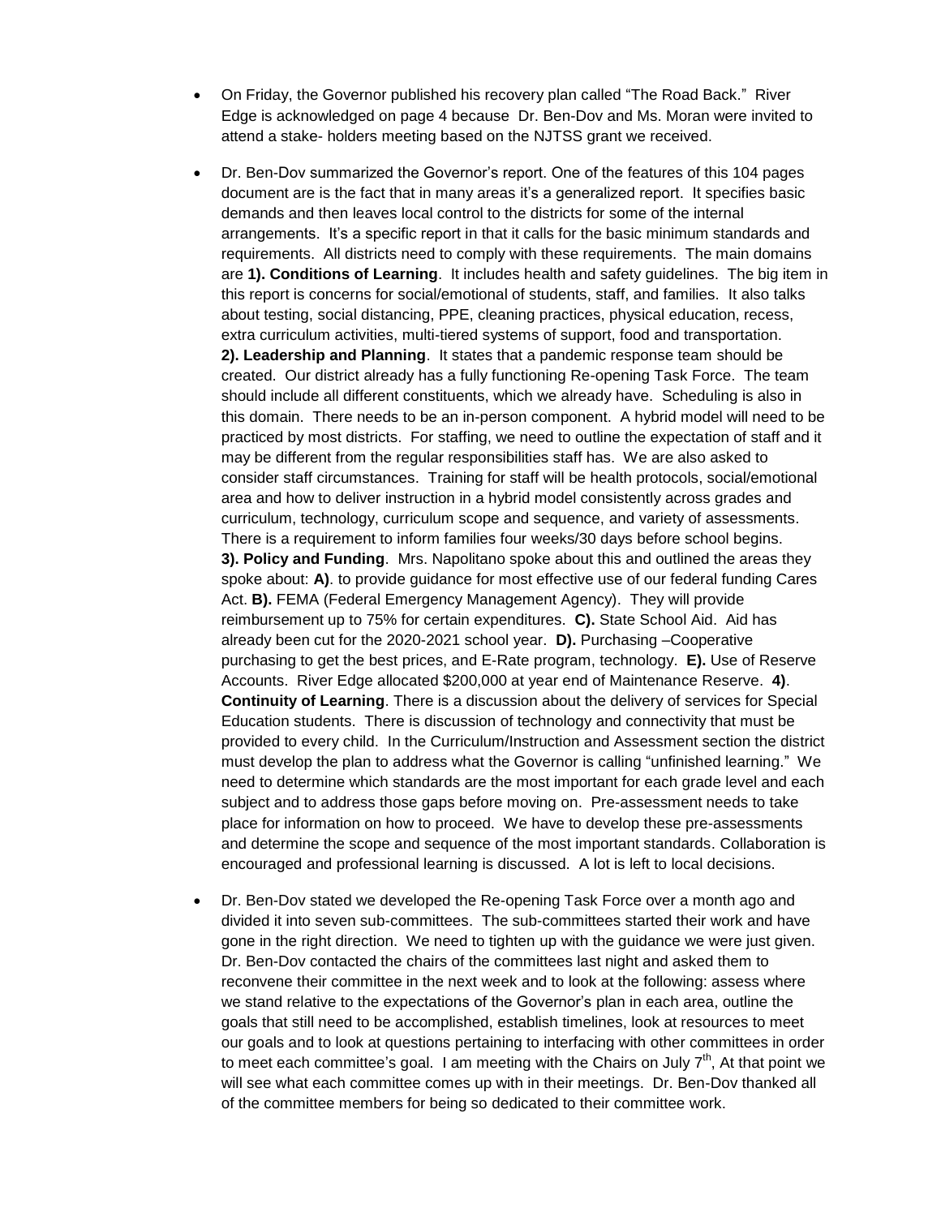- On Friday, the Governor published his recovery plan called "The Road Back." River Edge is acknowledged on page 4 because Dr. Ben-Dov and Ms. Moran were invited to attend a stake- holders meeting based on the NJTSS grant we received.

- Dr. Ben-Dov summarized the Governor's report. One of the features of this 104 pages document are is the fact that in many areas it's a generalized report. It specifies basic demands and then leaves local control to the districts for some of the internal arrangements. It's a specific report in that it calls for the basic minimum standards and requirements. All districts need to comply with these requirements. The main domains are **1). Conditions of Learning**. It includes health and safety guidelines. The big item in this report is concerns for social/emotional of students, staff, and families. It also talks about testing, social distancing, PPE, cleaning practices, physical education, recess, extra curriculum activities, multi-tiered systems of support, food and transportation. **2). Leadership and Planning**. It states that a pandemic response team should be created. Our district already has a fully functioning Re-opening Task Force. The team should include all different constituents, which we already have. Scheduling is also in this domain. There needs to be an in-person component. A hybrid model will need to be practiced by most districts. For staffing, we need to outline the expectation of staff and it may be different from the regular responsibilities staff has. We are also asked to consider staff circumstances. Training for staff will be health protocols, social/emotional area and how to deliver instruction in a hybrid model consistently across grades and curriculum, technology, curriculum scope and sequence, and variety of assessments. There is a requirement to inform families four weeks/30 days before school begins. **3). Policy and Funding**. Mrs. Napolitano spoke about this and outlined the areas they spoke about: **A)**. to provide guidance for most effective use of our federal funding Cares Act. **B).** FEMA (Federal Emergency Management Agency). They will provide reimbursement up to 75% for certain expenditures. **C).** State School Aid. Aid has already been cut for the 2020-2021 school year. **D).** Purchasing –Cooperative purchasing to get the best prices, and E-Rate program, technology. **E).** Use of Reserve Accounts. River Edge allocated $200,000 at year end of Maintenance Reserve. **4)**. **Continuity of Learning**. There is a discussion about the delivery of services for Special Education students. There is discussion of technology and connectivity that must be provided to every child. In the Curriculum/Instruction and Assessment section the district must develop the plan to address what the Governor is calling "unfinished learning." We need to determine which standards are the most important for each grade level and each subject and to address those gaps before moving on. Pre-assessment needs to take place for information on how to proceed. We have to develop these pre-assessments and determine the scope and sequence of the most important standards. Collaboration is encouraged and professional learning is discussed. A lot is left to local decisions.

- Dr. Ben-Dov stated we developed the Re-opening Task Force over a month ago and divided it into seven sub-committees. The sub-committees started their work and have gone in the right direction. We need to tighten up with the guidance we were just given. Dr. Ben-Dov contacted the chairs of the committees last night and asked them to reconvene their committee in the next week and to look at the following: assess where we stand relative to the expectations of the Governor's plan in each area, outline the goals that still need to be accomplished, establish timelines, look at resources to meet our goals and to look at questions pertaining to interfacing with other committees in order to meet each committee's goal. I am meeting with the Chairs on July 7th, At that point we will see what each committee comes up with in their meetings. Dr. Ben-Dov thanked all of the committee members for being so dedicated to their committee work.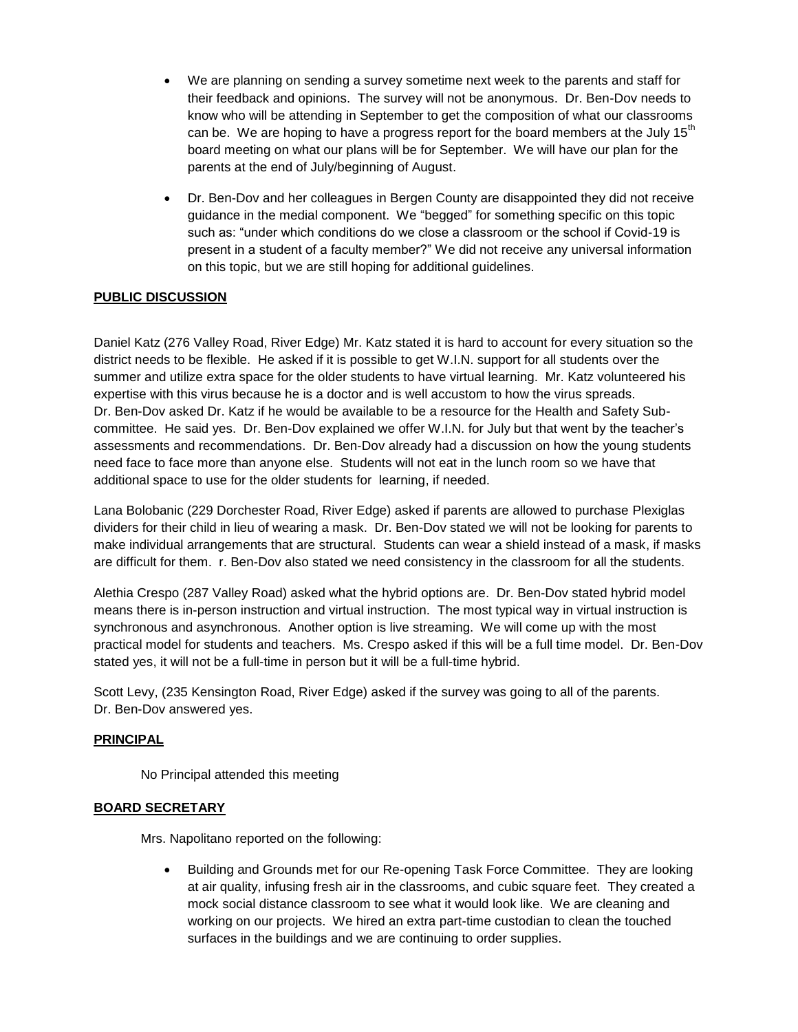- We are planning on sending a survey sometime next week to the parents and staff for their feedback and opinions. The survey will not be anonymous. Dr. Ben-Dov needs to know who will be attending in September to get the composition of what our classrooms can be. We are hoping to have a progress report for the board members at the July 15th board meeting on what our plans will be for September. We will have our plan for the parents at the end of July/beginning of August.

- Dr. Ben-Dov and her colleagues in Bergen County are disappointed they did not receive guidance in the medial component. We "begged" for something specific on this topic such as: "under which conditions do we close a classroom or the school if Covid-19 is present in a student of a faculty member?" We did not receive any universal information on this topic, but we are still hoping for additional guidelines.

**PUBLIC DISCUSSION**

Daniel Katz (276 Valley Road, River Edge) Mr. Katz stated it is hard to account for every situation so the district needs to be flexible. He asked if it is possible to get W.I.N. support for all students over the summer and utilize extra space for the older students to have virtual learning. Mr. Katz volunteered his expertise with this virus because he is a doctor and is well accustom to how the virus spreads. Dr. Ben-Dov asked Dr. Katz if he would be available to be a resource for the Health and Safety Sub-committee. He said yes. Dr. Ben-Dov explained we offer W.I.N. for July but that went by the teacher's assessments and recommendations. Dr. Ben-Dov already had a discussion on how the young students need face to face more than anyone else. Students will not eat in the lunch room so we have that additional space to use for the older students for learning, if needed.

Lana Bolobanic (229 Dorchester Road, River Edge) asked if parents are allowed to purchase Plexiglas dividers for their child in lieu of wearing a mask. Dr. Ben-Dov stated we will not be looking for parents to make individual arrangements that are structural. Students can wear a shield instead of a mask, if masks are difficult for them. r. Ben-Dov also stated we need consistency in the classroom for all the students.

Alethia Crespo (287 Valley Road) asked what the hybrid options are. Dr. Ben-Dov stated hybrid model means there is in-person instruction and virtual instruction. The most typical way in virtual instruction is synchronous and asynchronous. Another option is live streaming. We will come up with the most practical model for students and teachers. Ms. Crespo asked if this will be a full time model. Dr. Ben-Dov stated yes, it will not be a full-time in person but it will be a full-time hybrid.

Scott Levy, (235 Kensington Road, River Edge) asked if the survey was going to all of the parents. Dr. Ben-Dov answered yes.

**PRINCIPAL**

No Principal attended this meeting

**BOARD SECRETARY**

Mrs. Napolitano reported on the following:

- Building and Grounds met for our Re-opening Task Force Committee. They are looking at air quality, infusing fresh air in the classrooms, and cubic square feet. They created a mock social distance classroom to see what it would look like. We are cleaning and working on our projects. We hired an extra part-time custodian to clean the touched surfaces in the buildings and we are continuing to order supplies.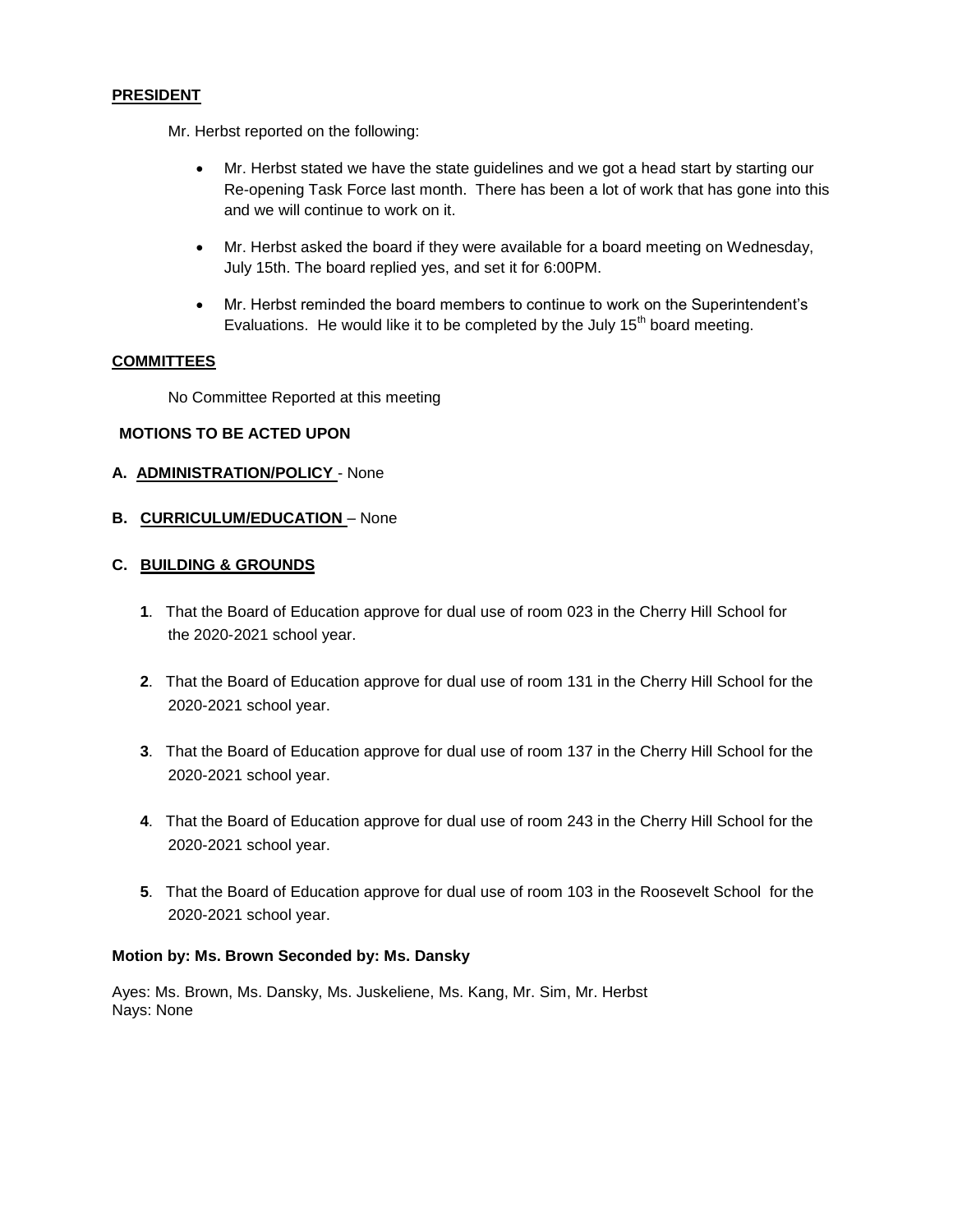**PRESIDENT**

Mr. Herbst reported on the following:

- Mr. Herbst stated we have the state guidelines and we got a head start by starting our Re-opening Task Force last month. There has been a lot of work that has gone into this and we will continue to work on it.
- Mr. Herbst asked the board if they were available for a board meeting on Wednesday, July 15th. The board replied yes, and set it for 6:00PM.
- Mr. Herbst reminded the board members to continue to work on the Superintendent's Evaluations. He would like it to be completed by the July 15th board meeting.

**COMMITTEES**

No Committee Reported at this meeting

**MOTIONS TO BE ACTED UPON**

**A. ADMINISTRATION/POLICY** - None

**B. CURRICULUM/EDUCATION** – None

**C. BUILDING & GROUNDS**

**1**. That the Board of Education approve for dual use of room 023 in the Cherry Hill School for the 2020-2021 school year.

**2**. That the Board of Education approve for dual use of room 131 in the Cherry Hill School for the 2020-2021 school year.

**3**. That the Board of Education approve for dual use of room 137 in the Cherry Hill School for the 2020-2021 school year.

**4**. That the Board of Education approve for dual use of room 243 in the Cherry Hill School for the 2020-2021 school year.

**5**. That the Board of Education approve for dual use of room 103 in the Roosevelt School for the 2020-2021 school year.

**Motion by: Ms. Brown Seconded by: Ms. Dansky**

Ayes: Ms. Brown, Ms. Dansky, Ms. Juskeliene, Ms. Kang, Mr. Sim, Mr. Herbst
Nays: None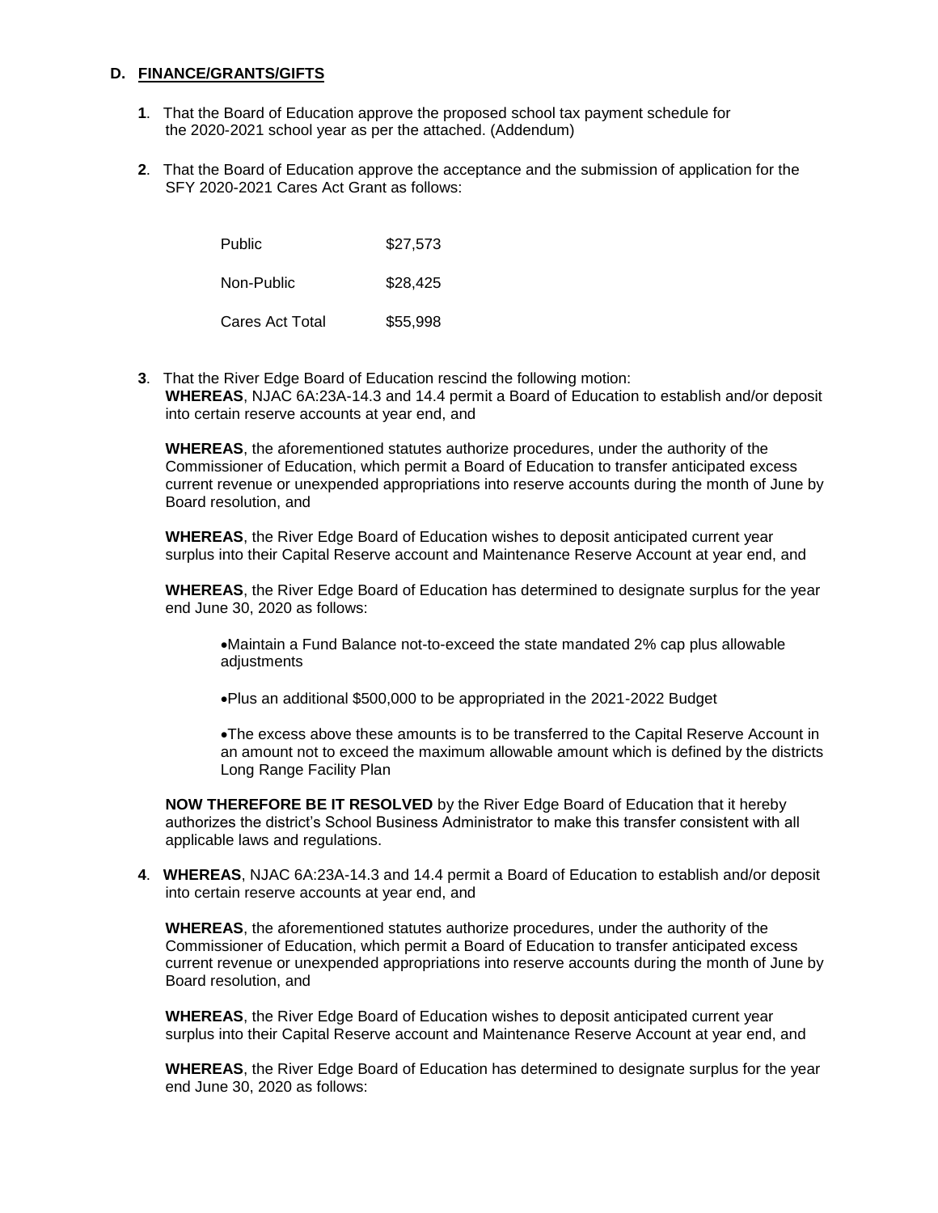## D. FINANCE/GRANTS/GIFTS

**1**. That the Board of Education approve the proposed school tax payment schedule for the 2020-2021 school year as per the attached. (Addendum)

**2**. That the Board of Education approve the acceptance and the submission of application for the SFY 2020-2021 Cares Act Grant as follows:

| | |
|---|---|
| Public | $27,573 |
| Non-Public | $28,425 |
| Cares Act Total | $55,998 |

**3**. That the River Edge Board of Education rescind the following motion:
**WHEREAS**, NJAC 6A:23A-14.3 and 14.4 permit a Board of Education to establish and/or deposit into certain reserve accounts at year end, and

**WHEREAS**, the aforementioned statutes authorize procedures, under the authority of the Commissioner of Education, which permit a Board of Education to transfer anticipated excess current revenue or unexpended appropriations into reserve accounts during the month of June by Board resolution, and

**WHEREAS**, the River Edge Board of Education wishes to deposit anticipated current year surplus into their Capital Reserve account and Maintenance Reserve Account at year end, and

**WHEREAS**, the River Edge Board of Education has determined to designate surplus for the year end June 30, 2020 as follows:

- Maintain a Fund Balance not-to-exceed the state mandated 2% cap plus allowable adjustments
- Plus an additional $500,000 to be appropriated in the 2021-2022 Budget
- The excess above these amounts is to be transferred to the Capital Reserve Account in an amount not to exceed the maximum allowable amount which is defined by the districts Long Range Facility Plan

**NOW THEREFORE BE IT RESOLVED** by the River Edge Board of Education that it hereby authorizes the district's School Business Administrator to make this transfer consistent with all applicable laws and regulations.

**4**. **WHEREAS**, NJAC 6A:23A-14.3 and 14.4 permit a Board of Education to establish and/or deposit into certain reserve accounts at year end, and

**WHEREAS**, the aforementioned statutes authorize procedures, under the authority of the Commissioner of Education, which permit a Board of Education to transfer anticipated excess current revenue or unexpended appropriations into reserve accounts during the month of June by Board resolution, and

**WHEREAS**, the River Edge Board of Education wishes to deposit anticipated current year surplus into their Capital Reserve account and Maintenance Reserve Account at year end, and

**WHEREAS**, the River Edge Board of Education has determined to designate surplus for the year end June 30, 2020 as follows: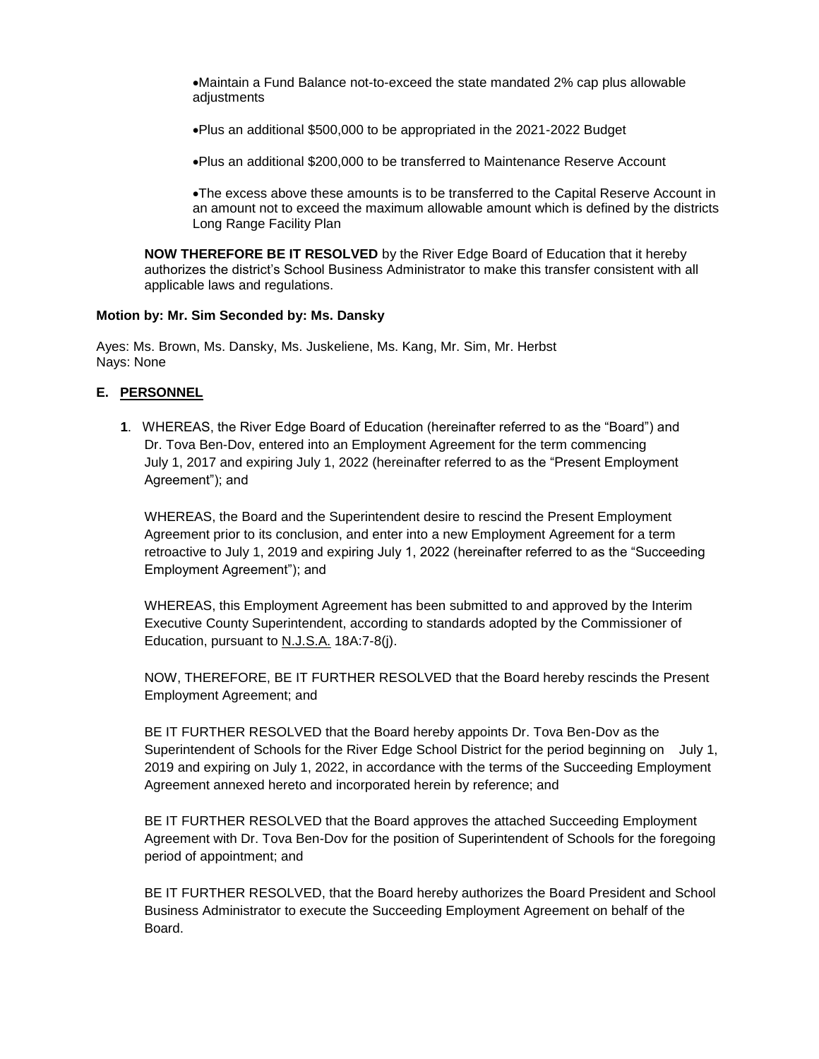- Maintain a Fund Balance not-to-exceed the state mandated 2% cap plus allowable adjustments
- Plus an additional $500,000 to be appropriated in the 2021-2022 Budget
- Plus an additional $200,000 to be transferred to Maintenance Reserve Account
- The excess above these amounts is to be transferred to the Capital Reserve Account in an amount not to exceed the maximum allowable amount which is defined by the districts Long Range Facility Plan

**NOW THEREFORE BE IT RESOLVED** by the River Edge Board of Education that it hereby authorizes the district's School Business Administrator to make this transfer consistent with all applicable laws and regulations.

**Motion by: Mr. Sim Seconded by: Ms. Dansky**

Ayes: Ms. Brown, Ms. Dansky, Ms. Juskeliene, Ms. Kang, Mr. Sim, Mr. Herbst
Nays: None

## E. PERSONNEL

**1**. WHEREAS, the River Edge Board of Education (hereinafter referred to as the "Board") and Dr. Tova Ben-Dov, entered into an Employment Agreement for the term commencing July 1, 2017 and expiring July 1, 2022 (hereinafter referred to as the "Present Employment Agreement"); and

WHEREAS, the Board and the Superintendent desire to rescind the Present Employment Agreement prior to its conclusion, and enter into a new Employment Agreement for a term retroactive to July 1, 2019 and expiring July 1, 2022 (hereinafter referred to as the "Succeeding Employment Agreement"); and

WHEREAS, this Employment Agreement has been submitted to and approved by the Interim Executive County Superintendent, according to standards adopted by the Commissioner of Education, pursuant to N.J.S.A. 18A:7-8(j).

NOW, THEREFORE, BE IT FURTHER RESOLVED that the Board hereby rescinds the Present Employment Agreement; and

BE IT FURTHER RESOLVED that the Board hereby appoints Dr. Tova Ben-Dov as the Superintendent of Schools for the River Edge School District for the period beginning on July 1, 2019 and expiring on July 1, 2022, in accordance with the terms of the Succeeding Employment Agreement annexed hereto and incorporated herein by reference; and

BE IT FURTHER RESOLVED that the Board approves the attached Succeeding Employment Agreement with Dr. Tova Ben-Dov for the position of Superintendent of Schools for the foregoing period of appointment; and

BE IT FURTHER RESOLVED, that the Board hereby authorizes the Board President and School Business Administrator to execute the Succeeding Employment Agreement on behalf of the Board.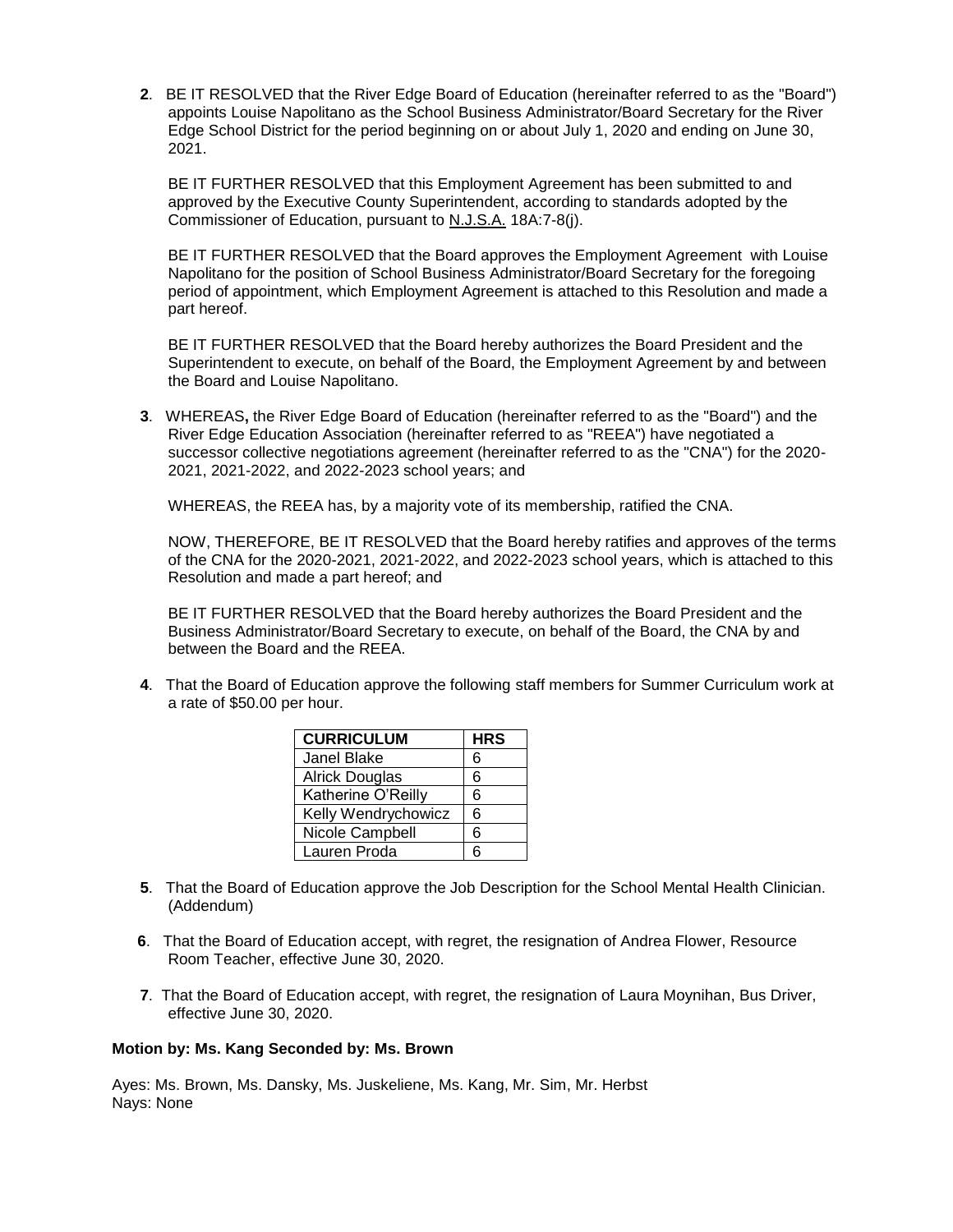**2**. BE IT RESOLVED that the River Edge Board of Education (hereinafter referred to as the "Board") appoints Louise Napolitano as the School Business Administrator/Board Secretary for the River Edge School District for the period beginning on or about July 1, 2020 and ending on June 30, 2021.

BE IT FURTHER RESOLVED that this Employment Agreement has been submitted to and approved by the Executive County Superintendent, according to standards adopted by the Commissioner of Education, pursuant to N.J.S.A. 18A:7-8(j).

BE IT FURTHER RESOLVED that the Board approves the Employment Agreement with Louise Napolitano for the position of School Business Administrator/Board Secretary for the foregoing period of appointment, which Employment Agreement is attached to this Resolution and made a part hereof.

BE IT FURTHER RESOLVED that the Board hereby authorizes the Board President and the Superintendent to execute, on behalf of the Board, the Employment Agreement by and between the Board and Louise Napolitano.

**3**. WHEREAS**,** the River Edge Board of Education (hereinafter referred to as the "Board") and the River Edge Education Association (hereinafter referred to as "REEA") have negotiated a successor collective negotiations agreement (hereinafter referred to as the "CNA") for the 2020-2021, 2021-2022, and 2022-2023 school years; and

WHEREAS, the REEA has, by a majority vote of its membership, ratified the CNA.

NOW, THEREFORE, BE IT RESOLVED that the Board hereby ratifies and approves of the terms of the CNA for the 2020-2021, 2021-2022, and 2022-2023 school years, which is attached to this Resolution and made a part hereof; and

BE IT FURTHER RESOLVED that the Board hereby authorizes the Board President and the Business Administrator/Board Secretary to execute, on behalf of the Board, the CNA by and between the Board and the REEA.

**4**. That the Board of Education approve the following staff members for Summer Curriculum work at a rate of $50.00 per hour.

| CURRICULUM | HRS |
|---|---|
| Janel Blake | 6 |
| Alrick Douglas | 6 |
| Katherine O'Reilly | 6 |
| Kelly Wendrychowicz | 6 |
| Nicole Campbell | 6 |
| Lauren Proda | 6 |

**5**. That the Board of Education approve the Job Description for the School Mental Health Clinician. (Addendum)

**6**. That the Board of Education accept, with regret, the resignation of Andrea Flower, Resource Room Teacher, effective June 30, 2020.

**7**. That the Board of Education accept, with regret, the resignation of Laura Moynihan, Bus Driver, effective June 30, 2020.

**Motion by: Ms. Kang Seconded by: Ms. Brown**

Ayes: Ms. Brown, Ms. Dansky, Ms. Juskeliene, Ms. Kang, Mr. Sim, Mr. Herbst
Nays: None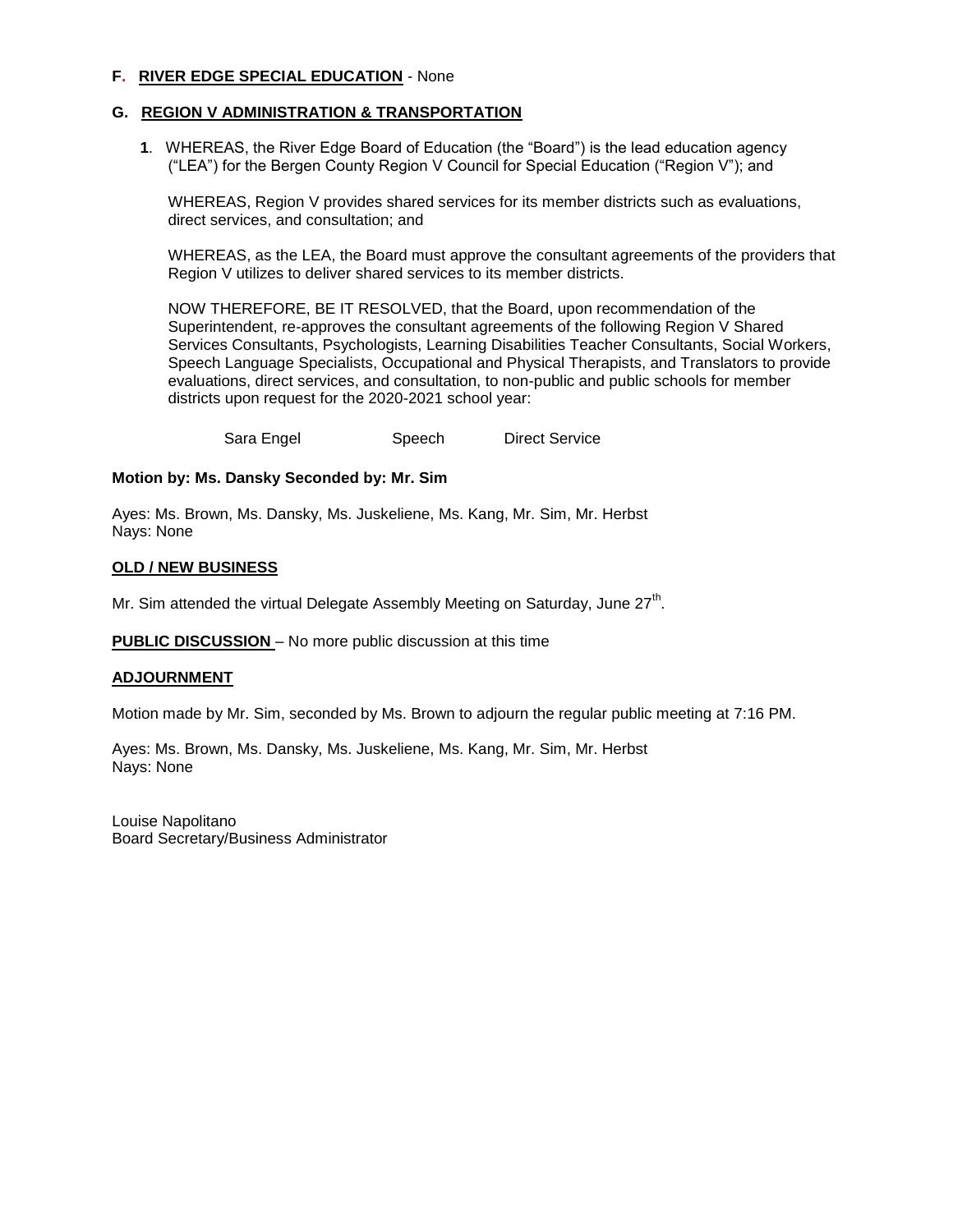**F. RIVER EDGE SPECIAL EDUCATION** - None

**G. REGION V ADMINISTRATION & TRANSPORTATION**

**1**. WHEREAS, the River Edge Board of Education (the "Board") is the lead education agency ("LEA") for the Bergen County Region V Council for Special Education ("Region V"); and

WHEREAS, Region V provides shared services for its member districts such as evaluations, direct services, and consultation; and

WHEREAS, as the LEA, the Board must approve the consultant agreements of the providers that Region V utilizes to deliver shared services to its member districts.

NOW THEREFORE, BE IT RESOLVED, that the Board, upon recommendation of the Superintendent, re-approves the consultant agreements of the following Region V Shared Services Consultants, Psychologists, Learning Disabilities Teacher Consultants, Social Workers, Speech Language Specialists, Occupational and Physical Therapists, and Translators to provide evaluations, direct services, and consultation, to non-public and public schools for member districts upon request for the 2020-2021 school year:

| | | |
|---|---|---|
| Sara Engel | Speech | Direct Service |

**Motion by: Ms. Dansky Seconded by: Mr. Sim**

Ayes: Ms. Brown, Ms. Dansky, Ms. Juskeliene, Ms. Kang, Mr. Sim, Mr. Herbst
Nays: None

**OLD / NEW BUSINESS**

Mr. Sim attended the virtual Delegate Assembly Meeting on Saturday, June 27th.

**PUBLIC DISCUSSION** – No more public discussion at this time

**ADJOURNMENT**

Motion made by Mr. Sim, seconded by Ms. Brown to adjourn the regular public meeting at 7:16 PM.

Ayes: Ms. Brown, Ms. Dansky, Ms. Juskeliene, Ms. Kang, Mr. Sim, Mr. Herbst
Nays: None

Louise Napolitano
Board Secretary/Business Administrator